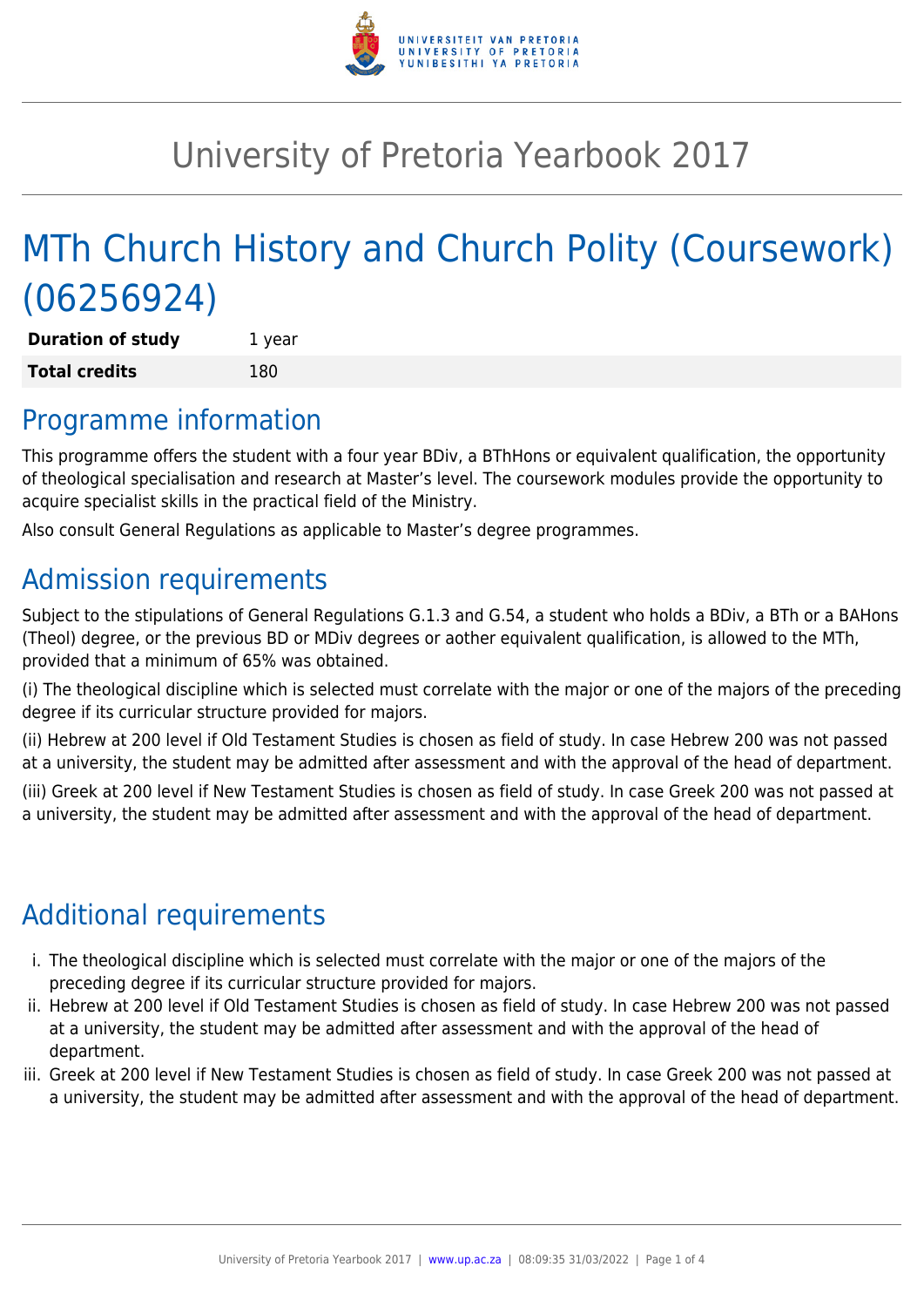# University of Pretoria Yearbook 2017

# MTh Church History and Church Polity (Coursework) (06256924)

| **Duration of study** | 1 year |
| --- | --- |
| **Total credits** | 180 |

## Programme information

This programme offers the student with a four year BDiv, a BThHons or equivalent qualification, the opportunity of theological specialisation and research at Master's level. The coursework modules provide the opportunity to acquire specialist skills in the practical field of the Ministry.

Also consult General Regulations as applicable to Master's degree programmes.

## Admission requirements

Subject to the stipulations of General Regulations G.1.3 and G.54, a student who holds a BDiv, a BTh or a BAHons (Theol) degree, or the previous BD or MDiv degrees or aother equivalent qualification, is allowed to the MTh, provided that a minimum of 65% was obtained.

(i) The theological discipline which is selected must correlate with the major or one of the majors of the preceding degree if its curricular structure provided for majors.

(ii) Hebrew at 200 level if Old Testament Studies is chosen as field of study. In case Hebrew 200 was not passed at a university, the student may be admitted after assessment and with the approval of the head of department.

(iii) Greek at 200 level if New Testament Studies is chosen as field of study. In case Greek 200 was not passed at a university, the student may be admitted after assessment and with the approval of the head of department.

## Additional requirements

i. The theological discipline which is selected must correlate with the major or one of the majors of the preceding degree if its curricular structure provided for majors.
ii. Hebrew at 200 level if Old Testament Studies is chosen as field of study. In case Hebrew 200 was not passed at a university, the student may be admitted after assessment and with the approval of the head of department.
iii. Greek at 200 level if New Testament Studies is chosen as field of study. In case Greek 200 was not passed at a university, the student may be admitted after assessment and with the approval of the head of department.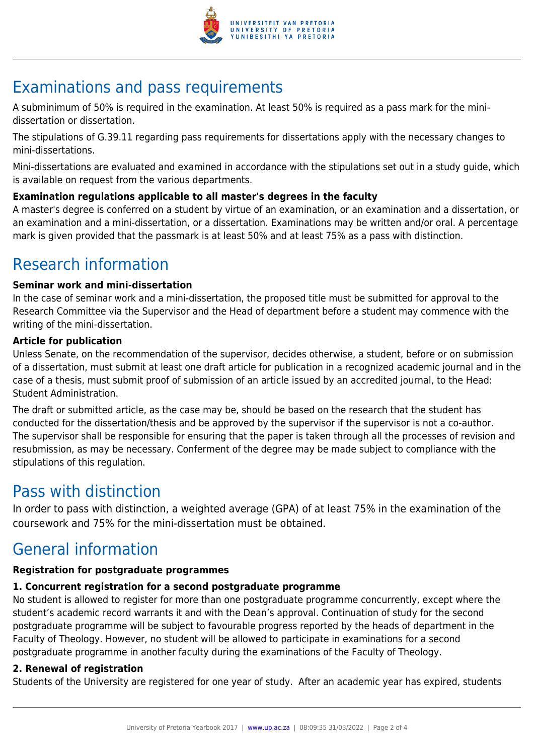# Examinations and pass requirements

A subminimum of 50% is required in the examination. At least 50% is required as a pass mark for the mini-dissertation or dissertation.

The stipulations of G.39.11 regarding pass requirements for dissertations apply with the necessary changes to mini-dissertations.

Mini-dissertations are evaluated and examined in accordance with the stipulations set out in a study guide, which is available on request from the various departments.

**Examination regulations applicable to all master's degrees in the faculty**

A master's degree is conferred on a student by virtue of an examination, or an examination and a dissertation, or an examination and a mini-dissertation, or a dissertation. Examinations may be written and/or oral. A percentage mark is given provided that the passmark is at least 50% and at least 75% as a pass with distinction.

# Research information

**Seminar work and mini-dissertation**

In the case of seminar work and a mini-dissertation, the proposed title must be submitted for approval to the Research Committee via the Supervisor and the Head of department before a student may commence with the writing of the mini-dissertation.

**Article for publication**

Unless Senate, on the recommendation of the supervisor, decides otherwise, a student, before or on submission of a dissertation, must submit at least one draft article for publication in a recognized academic journal and in the case of a thesis, must submit proof of submission of an article issued by an accredited journal, to the Head: Student Administration.

The draft or submitted article, as the case may be, should be based on the research that the student has conducted for the dissertation/thesis and be approved by the supervisor if the supervisor is not a co-author. The supervisor shall be responsible for ensuring that the paper is taken through all the processes of revision and resubmission, as may be necessary. Conferment of the degree may be made subject to compliance with the stipulations of this regulation.

# Pass with distinction

In order to pass with distinction, a weighted average (GPA) of at least 75% in the examination of the coursework and 75% for the mini-dissertation must be obtained.

# General information

**Registration for postgraduate programmes**

**1. Concurrent registration for a second postgraduate programme**

No student is allowed to register for more than one postgraduate programme concurrently, except where the student's academic record warrants it and with the Dean's approval. Continuation of study for the second postgraduate programme will be subject to favourable progress reported by the heads of department in the Faculty of Theology. However, no student will be allowed to participate in examinations for a second postgraduate programme in another faculty during the examinations of the Faculty of Theology.

**2. Renewal of registration**

Students of the University are registered for one year of study. After an academic year has expired, students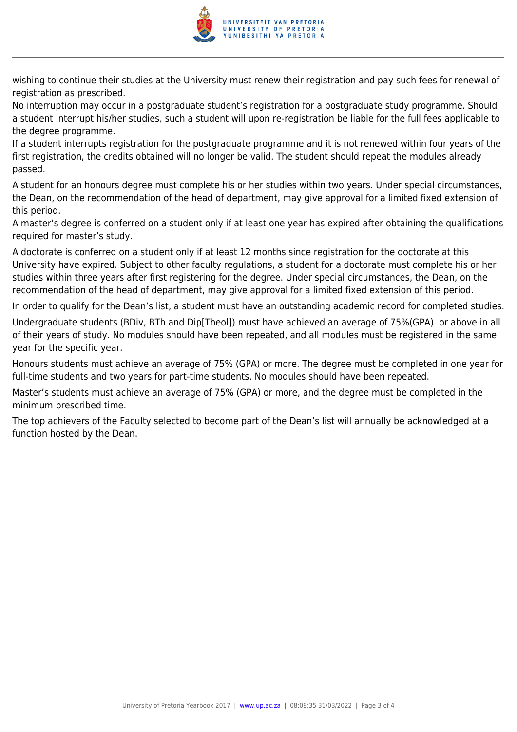wishing to continue their studies at the University must renew their registration and pay such fees for renewal of registration as prescribed.

No interruption may occur in a postgraduate student's registration for a postgraduate study programme. Should a student interrupt his/her studies, such a student will upon re-registration be liable for the full fees applicable to the degree programme.

If a student interrupts registration for the postgraduate programme and it is not renewed within four years of the first registration, the credits obtained will no longer be valid. The student should repeat the modules already passed.

A student for an honours degree must complete his or her studies within two years. Under special circumstances, the Dean, on the recommendation of the head of department, may give approval for a limited fixed extension of this period.

A master's degree is conferred on a student only if at least one year has expired after obtaining the qualifications required for master's study.

A doctorate is conferred on a student only if at least 12 months since registration for the doctorate at this University have expired. Subject to other faculty regulations, a student for a doctorate must complete his or her studies within three years after first registering for the degree. Under special circumstances, the Dean, on the recommendation of the head of department, may give approval for a limited fixed extension of this period.

In order to qualify for the Dean's list, a student must have an outstanding academic record for completed studies.

Undergraduate students (BDiv, BTh and Dip[Theol]) must have achieved an average of 75%(GPA) or above in all of their years of study. No modules should have been repeated, and all modules must be registered in the same year for the specific year.

Honours students must achieve an average of 75% (GPA) or more. The degree must be completed in one year for full-time students and two years for part-time students. No modules should have been repeated.

Master's students must achieve an average of 75% (GPA) or more, and the degree must be completed in the minimum prescribed time.

The top achievers of the Faculty selected to become part of the Dean's list will annually be acknowledged at a function hosted by the Dean.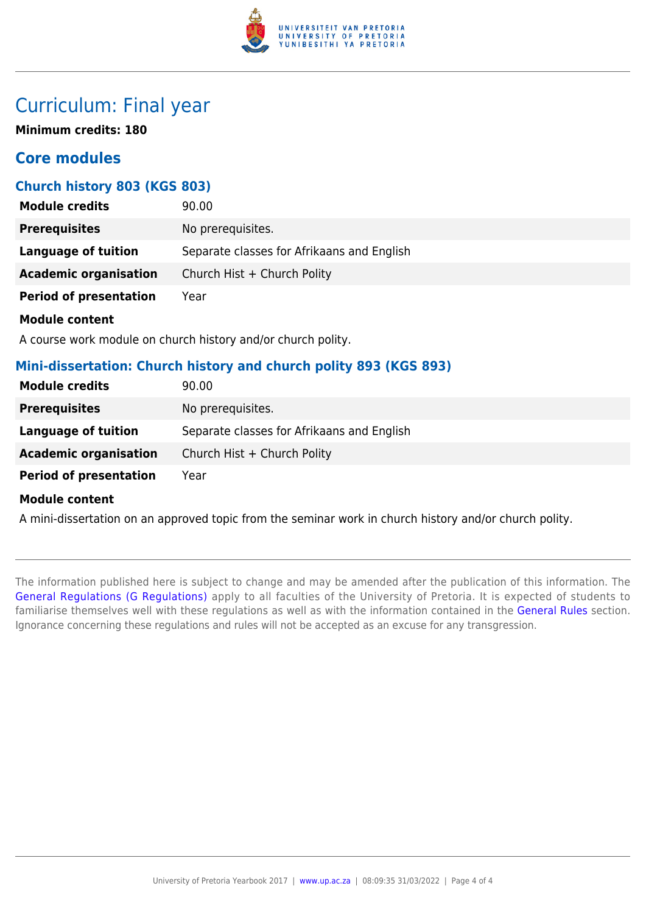# Curriculum: Final year

**Minimum credits: 180**

## Core modules

### Church history 803 (KGS 803)

| | |
|---|---|
| **Module credits** | 90.00 |
| **Prerequisites** | No prerequisites. |
| **Language of tuition** | Separate classes for Afrikaans and English |
| **Academic organisation** | Church Hist + Church Polity |
| **Period of presentation** | Year |

**Module content**

A course work module on church history and/or church polity.

### Mini-dissertation: Church history and church polity 893 (KGS 893)

| | |
|---|---|
| **Module credits** | 90.00 |
| **Prerequisites** | No prerequisites. |
| **Language of tuition** | Separate classes for Afrikaans and English |
| **Academic organisation** | Church Hist + Church Polity |
| **Period of presentation** | Year |

**Module content**

A mini-dissertation on an approved topic from the seminar work in church history and/or church polity.

---

The information published here is subject to change and may be amended after the publication of this information. The General Regulations (G Regulations) apply to all faculties of the University of Pretoria. It is expected of students to familiarise themselves well with these regulations as well as with the information contained in the General Rules section. Ignorance concerning these regulations and rules will not be accepted as an excuse for any transgression.